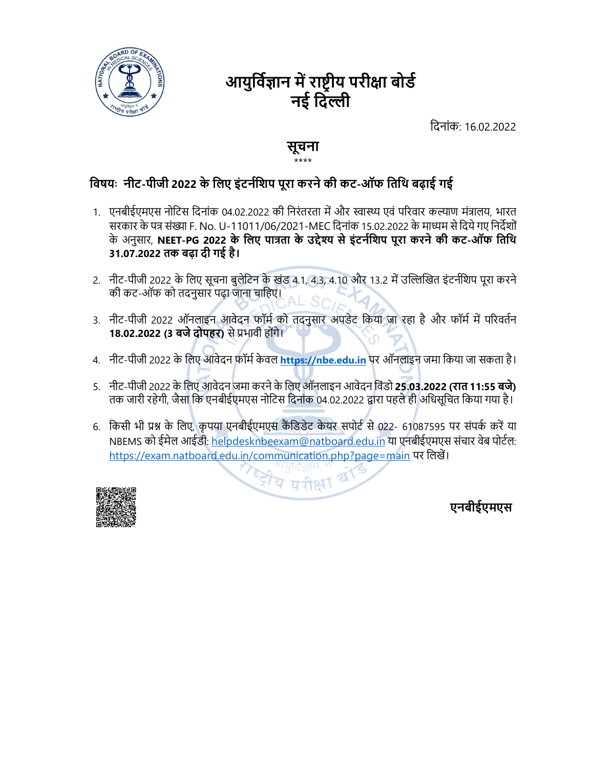# आयुर्विज्ञान में राष्ट्रीय परीक्षा बोर्ड
# नई दिल्ली

दिनांक: 16.02.2022

## सूचना

\*\*\*\*

**विषय: नीट-पीजी 2022 के लिए इंटर्नशिप पूरा करने की कट-ऑफ तिथि बढ़ाई गई**

1. एनबीईएमएस नोटिस दिनांक 04.02.2022 की निरंतरता में और स्वास्थ्य एवं परिवार कल्याण मंत्रालय, भारत सरकार के पत्र संख्या F. No. U-11011/06/2021-MEC दिनांक 15.02.2022 के माध्यम से दिये गए निर्देशों के अनुसार, **NEET-PG 2022 के लिए पात्रता के उद्देश्य से इंटर्नशिप पूरा करने की कट-ऑफ तिथि 31.07.2022 तक बढ़ा दी गई है।**

2. नीट-पीजी 2022 के लिए सूचना बुलेटिन के खंड 4.1, 4.3, 4.10 और 13.2 में उल्लिखित इंटर्नशिप पूरा करने की कट-ऑफ को तदनुसार पढ़ा जाना चाहिए।

3. नीट-पीजी 2022 ऑनलाइन आवेदन फॉर्म को तदनुसार अपडेट किया जा रहा है और फॉर्म में परिवर्तन **18.02.2022 (3 बजे दोपहर)** से प्रभावी होंगे।

4. नीट-पीजी 2022 के लिए आवेदन फॉर्म केवल **https://nbe.edu.in** पर ऑनलाइन जमा किया जा सकता है।

5. नीट-पीजी 2022 के लिए आवेदन जमा करने के लिए ऑनलाइन आवेदन विंडो **25.03.2022 (रात 11:55 बजे)** तक जारी रहेगी, जैसा कि एनबीईएमएस नोटिस दिनांक 04.02.2022 द्वारा पहले ही अधिसूचित किया गया है।

6. किसी भी प्रश्न के लिए, कृपया एनबीईएमएस कैंडिडेट केयर सपोर्ट से 022- 61087595 पर संपर्क करें या NBEMS को ईमेल आईडी: helpdesknbeexam@natboard.edu.in या एनबीईएमएस संचार वेब पोर्टल: https://exam.natboard.edu.in/communication.php?page=main पर लिखें।

**एनबीईएमएस**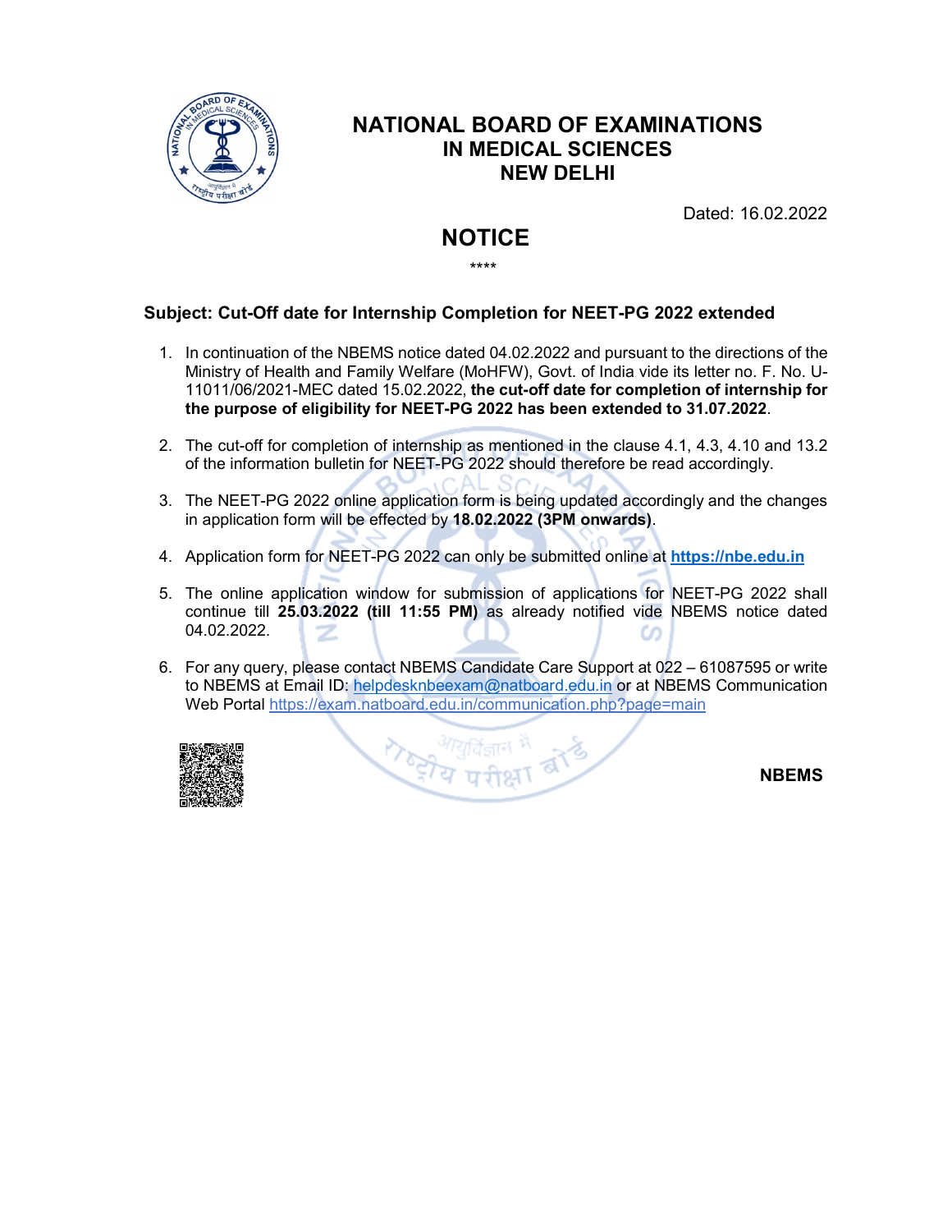# NATIONAL BOARD OF EXAMINATIONS
# IN MEDICAL SCIENCES
# NEW DELHI

Dated: 16.02.2022

## NOTICE

****

**Subject: Cut-Off date for Internship Completion for NEET-PG 2022 extended**

1. In continuation of the NBEMS notice dated 04.02.2022 and pursuant to the directions of the Ministry of Health and Family Welfare (MoHFW), Govt. of India vide its letter no. F. No. U-11011/06/2021-MEC dated 15.02.2022, **the cut-off date for completion of internship for the purpose of eligibility for NEET-PG 2022 has been extended to 31.07.2022**.

2. The cut-off for completion of internship as mentioned in the clause 4.1, 4.3, 4.10 and 13.2 of the information bulletin for NEET-PG 2022 should therefore be read accordingly.

3. The NEET-PG 2022 online application form is being updated accordingly and the changes in application form will be effected by **18.02.2022 (3PM onwards)**.

4. Application form for NEET-PG 2022 can only be submitted online at **https://nbe.edu.in**

5. The online application window for submission of applications for NEET-PG 2022 shall continue till **25.03.2022 (till 11:55 PM)** as already notified vide NBEMS notice dated 04.02.2022.

6. For any query, please contact NBEMS Candidate Care Support at 022 – 61087595 or write to NBEMS at Email ID: helpdesknbeexam@natboard.edu.in or at NBEMS Communication Web Portal https://exam.natboard.edu.in/communication.php?page=main

**NBEMS**